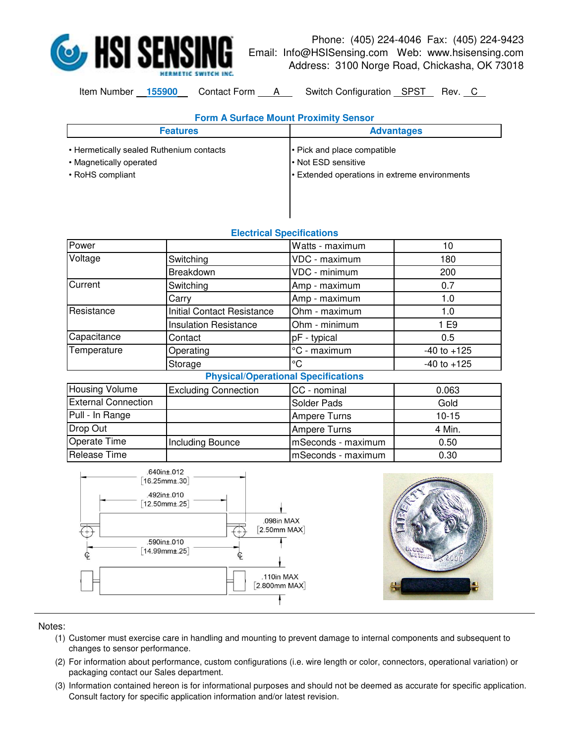# HSI SENSING

HERMETIC SWITCH INC.

Phone: (405) 224-4046 Fax: (405) 224-9423
Email: Info@HSISensing.com Web: www.hsisensing.com
Address: 3100 Norge Road, Chickasha, OK 73018

Item Number 155900 Contact Form A Switch Configuration SPST Rev. C

## Form A Surface Mount Proximity Sensor

| Features | Advantages |
|---|---|
| • Hermetically sealed Ruthenium contacts<br>• Magnetically operated<br>• RoHS compliant | • Pick and place compatible<br>• Not ESD sensitive<br>• Extended operations in extreme environments |

## Electrical Specifications

| | | | |
|---|---|---|---|
| Power | | Watts - maximum | 10 |
| Voltage | Switching | VDC - maximum | 180 |
| | Breakdown | VDC - minimum | 200 |
| Current | Switching | Amp - maximum | 0.7 |
| | Carry | Amp - maximum | 1.0 |
| Resistance | Initial Contact Resistance | Ohm - maximum | 1.0 |
| | Insulation Resistance | Ohm - minimum | 1 E9 |
| Capacitance | Contact | pF - typical | 0.5 |
| Temperature | Operating | °C - maximum | -40 to +125 |
| | Storage | °C | -40 to +125 |

## Physical/Operational Specifications

| | | | |
|---|---|---|---|
| Housing Volume | Excluding Connection | CC - nominal | 0.063 |
| External Connection | | Solder Pads | Gold |
| Pull - In Range | | Ampere Turns | 10-15 |
| Drop Out | | Ampere Turns | 4 Min. |
| Operate Time | Including Bounce | mSeconds - maximum | 0.50 |
| Release Time | | mSeconds - maximum | 0.30 |

.640in±.012 [16.25mm±.30]

.492in±.010 [12.50mm±.25]

.590in±.010 [14.99mm±.25]

.098in MAX [2.50mm MAX]

.110in MAX [2.800mm MAX]

Notes:

(1) Customer must exercise care in handling and mounting to prevent damage to internal components and subsequent to changes to sensor performance.

(2) For information about performance, custom configurations (i.e. wire length or color, connectors, operational variation) or packaging contact our Sales department.

(3) Information contained hereon is for informational purposes and should not be deemed as accurate for specific application. Consult factory for specific application information and/or latest revision.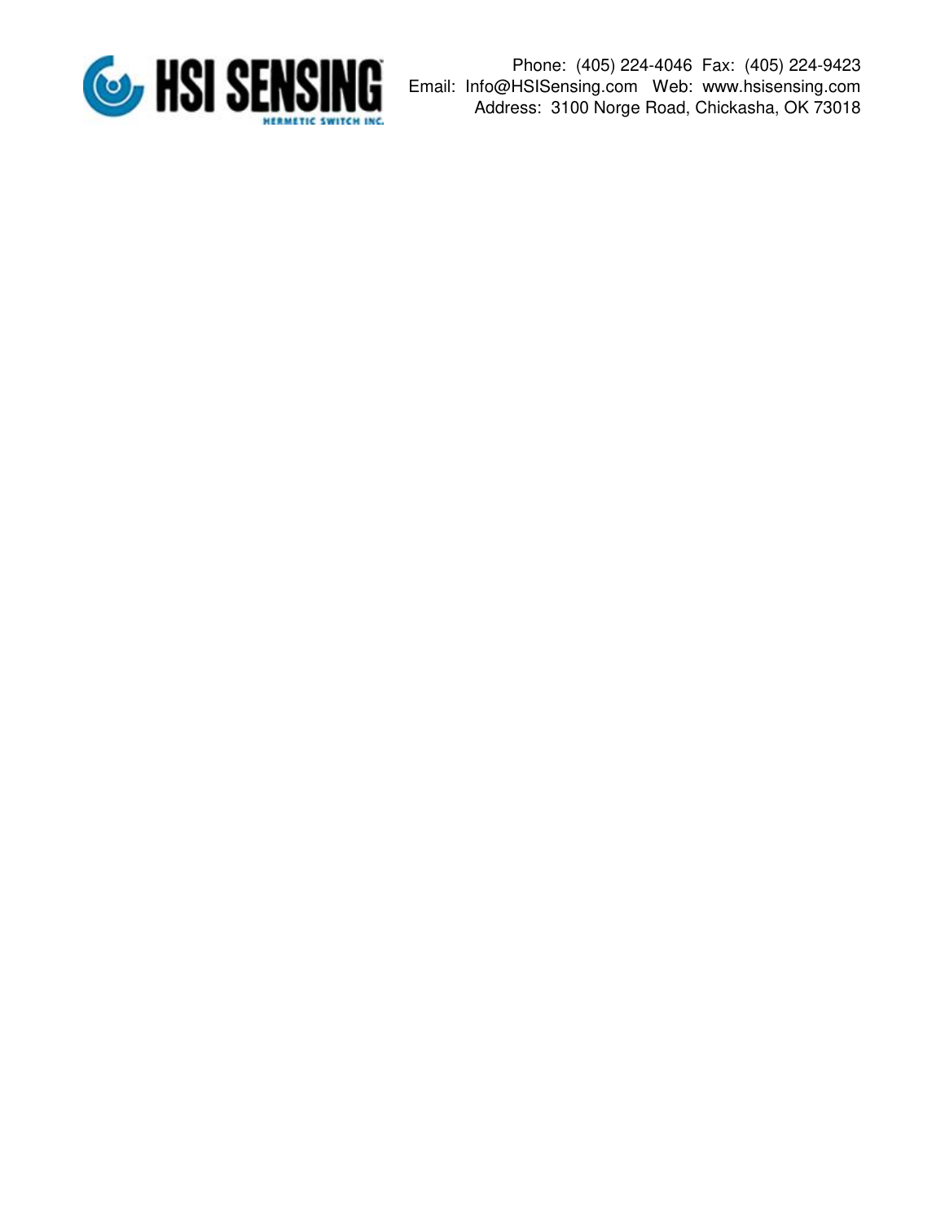HSI SENSING

HERMETIC SWITCH INC.

Phone: (405) 224-4046 Fax: (405) 224-9423
Email: Info@HSISensing.com Web: www.hsisensing.com
Address: 3100 Norge Road, Chickasha, OK 73018